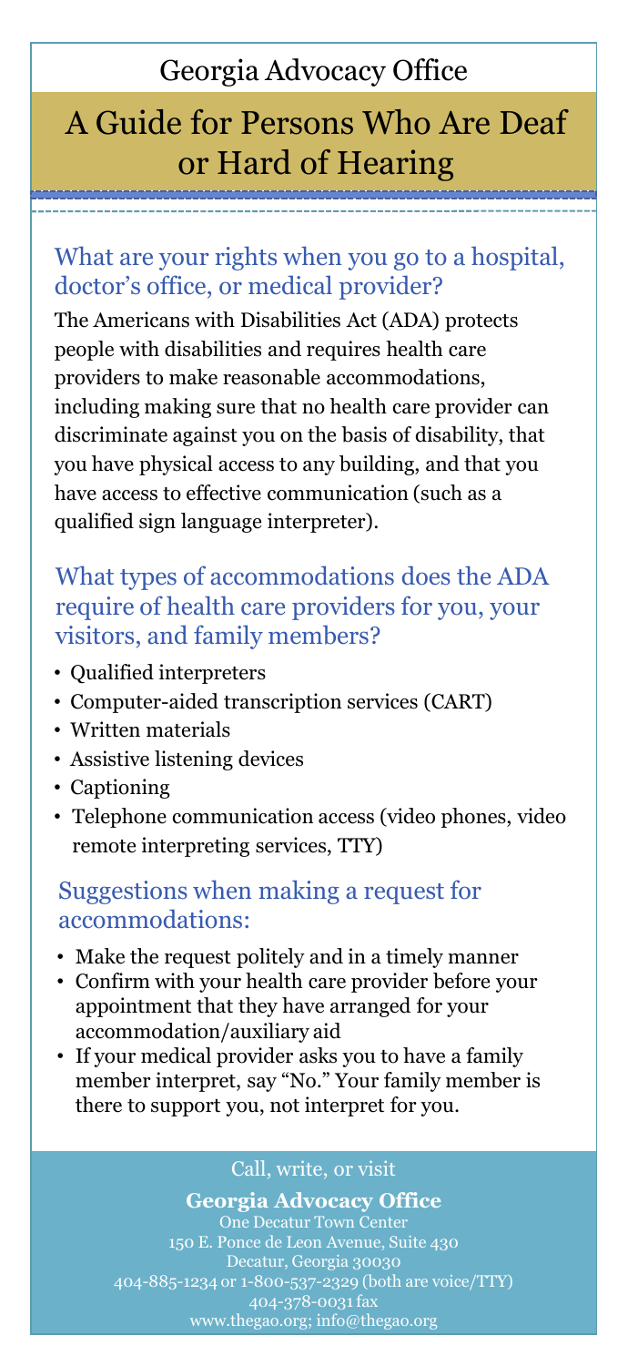Georgia Advocacy Office

# A Guide for Persons Who Are Deaf or Hard of Hearing

## What are your rights when you go to a hospital, doctor's office, or medical provider?

The Americans with Disabilities Act (ADA) protects people with disabilities and requires health care providers to make reasonable accommodations, including making sure that no health care provider can discriminate against you on the basis of disability, that you have physical access to any building, and that you have access to effective communication (such as a qualified sign language interpreter).

## What types of accommodations does the ADA require of health care providers for you, your visitors, and family members?

- Qualified interpreters
- Computer-aided transcription services (CART)
- Written materials
- Assistive listening devices
- Captioning
- Telephone communication access (video phones, video remote interpreting services, TTY)

## Suggestions when making a request for accommodations:

- Make the request politely and in a timely manner
- Confirm with your health care provider before your appointment that they have arranged for your accommodation/auxiliary aid
- If your medical provider asks you to have a family member interpret, say "No." Your family member is there to support you, not interpret for you.

Call, write, or visit

**Georgia Advocacy Office**
One Decatur Town Center
150 E. Ponce de Leon Avenue, Suite 430
Decatur, Georgia 30030
404-885-1234 or 1-800-537-2329 (both are voice/TTY)
404-378-0031 fax
www.thegao.org; info@thegao.org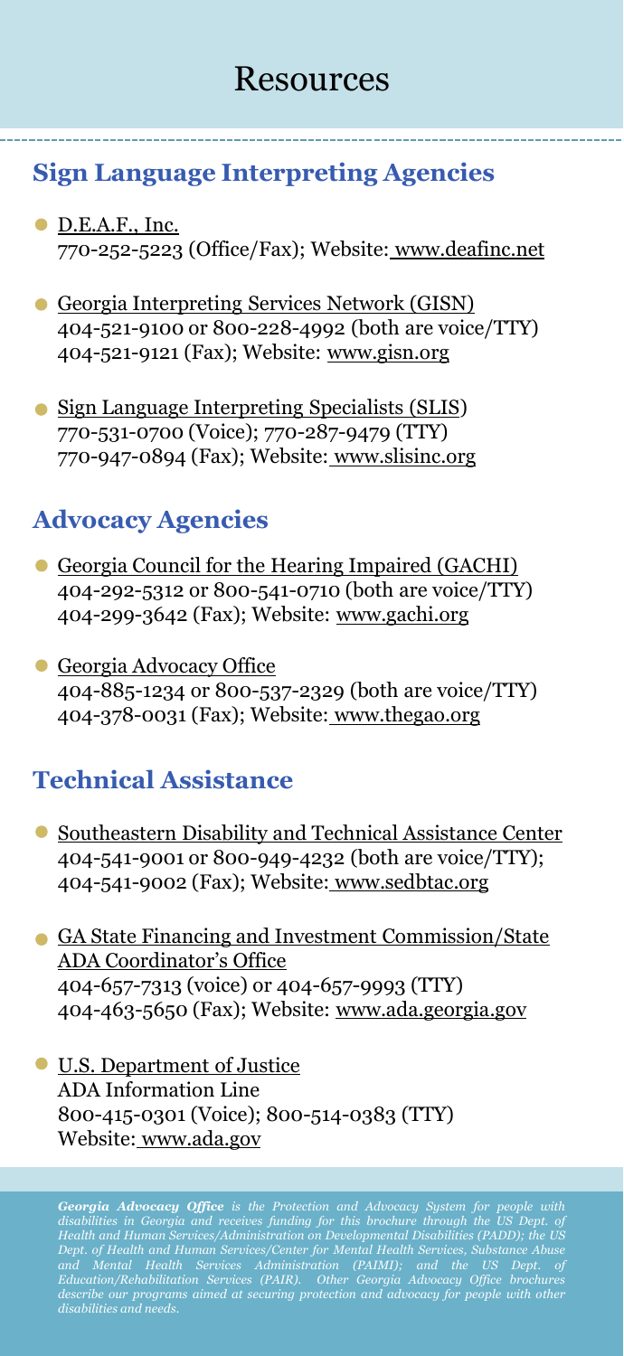# Resources

## Sign Language Interpreting Agencies

- D.E.A.F., Inc.
  770-252-5223 (Office/Fax); Website: www.deafinc.net
- Georgia Interpreting Services Network (GISN)
  404-521-9100 or 800-228-4992 (both are voice/TTY)
  404-521-9121 (Fax); Website: www.gisn.org
- Sign Language Interpreting Specialists (SLIS)
  770-531-0700 (Voice); 770-287-9479 (TTY)
  770-947-0894 (Fax); Website: www.slisinc.org

## Advocacy Agencies

- Georgia Council for the Hearing Impaired (GACHI)
  404-292-5312 or 800-541-0710 (both are voice/TTY)
  404-299-3642 (Fax); Website: www.gachi.org
- Georgia Advocacy Office
  404-885-1234 or 800-537-2329 (both are voice/TTY)
  404-378-0031 (Fax); Website: www.thegao.org

## Technical Assistance

- Southeastern Disability and Technical Assistance Center
  404-541-9001 or 800-949-4232 (both are voice/TTY);
  404-541-9002 (Fax); Website: www.sedbtac.org
- GA State Financing and Investment Commission/State ADA Coordinator's Office
  404-657-7313 (voice) or 404-657-9993 (TTY)
  404-463-5650 (Fax); Website: www.ada.georgia.gov
- U.S. Department of Justice
  ADA Information Line
  800-415-0301 (Voice); 800-514-0383 (TTY)
  Website: www.ada.gov

***Georgia Advocacy Office*** *is the Protection and Advocacy System for people with disabilities in Georgia and receives funding for this brochure through the US Dept. of Health and Human Services/Administration on Developmental Disabilities (PADD); the US Dept. of Health and Human Services/Center for Mental Health Services, Substance Abuse and Mental Health Services Administration (PAIMI); and the US Dept. of Education/Rehabilitation Services (PAIR). Other Georgia Advocacy Office brochures describe our programs aimed at securing protection and advocacy for people with other disabilities and needs.*